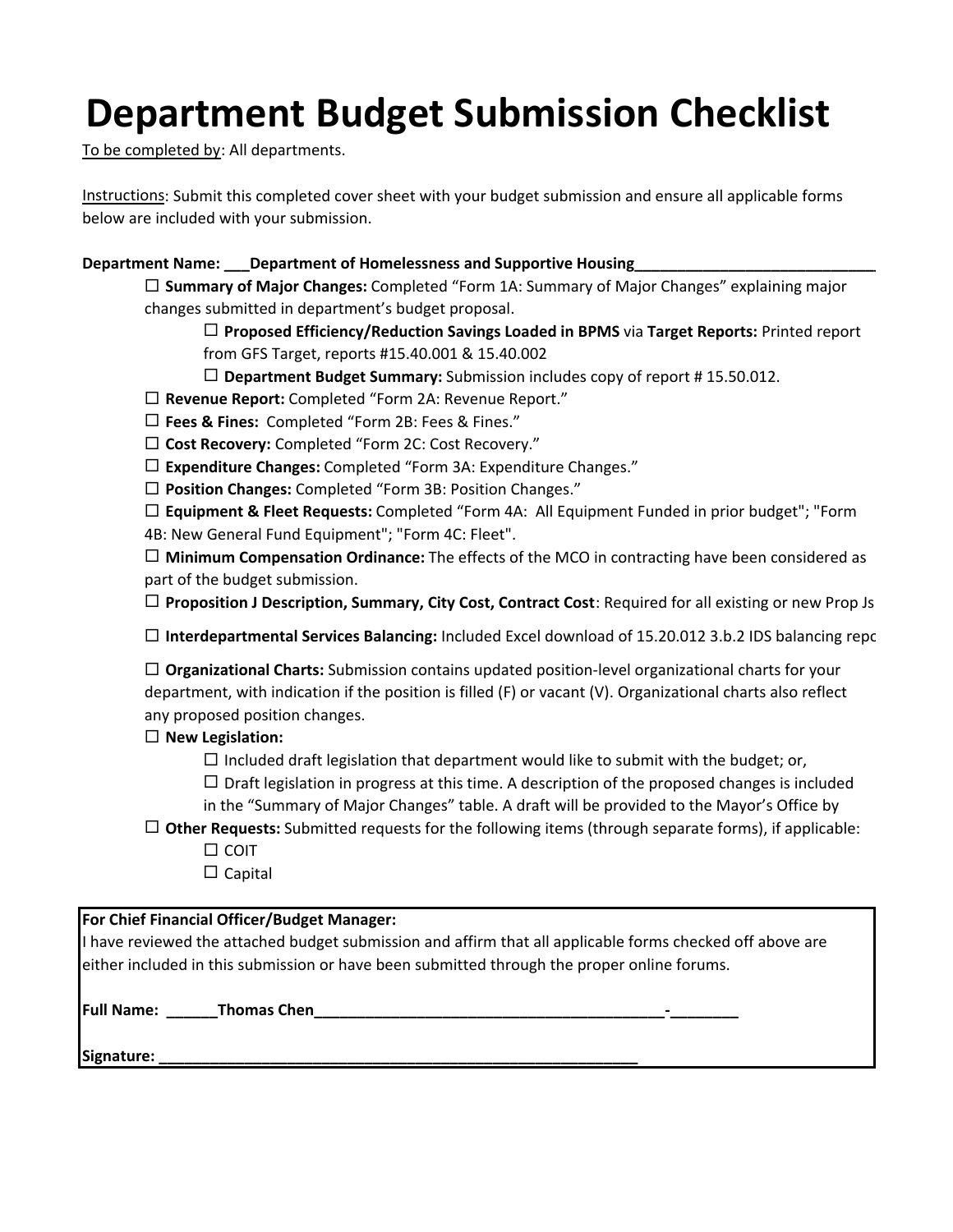# Department Budget Submission Checklist

To be completed by: All departments.

Instructions: Submit this completed cover sheet with your budget submission and ensure all applicable forms below are included with your submission.

**Department Name: ___Department of Homelessness and Supportive Housing____________________________**

- ☐ **Summary of Major Changes:** Completed “Form 1A: Summary of Major Changes” explaining major changes submitted in department’s budget proposal.
  - ☐ **Proposed Efficiency/Reduction Savings Loaded in BPMS** via **Target Reports:** Printed report from GFS Target, reports #15.40.001 & 15.40.002
  - ☐ **Department Budget Summary:** Submission includes copy of report # 15.50.012.
- ☐ **Revenue Report:** Completed “Form 2A: Revenue Report.”
- ☐ **Fees & Fines:** Completed “Form 2B: Fees & Fines.”
- ☐ **Cost Recovery:** Completed “Form 2C: Cost Recovery.”
- ☐ **Expenditure Changes:** Completed “Form 3A: Expenditure Changes.”
- ☐ **Position Changes:** Completed “Form 3B: Position Changes.”
- ☐ **Equipment & Fleet Requests:** Completed “Form 4A: All Equipment Funded in prior budget"; "Form 4B: New General Fund Equipment"; "Form 4C: Fleet".
- ☐ **Minimum Compensation Ordinance:** The effects of the MCO in contracting have been considered as part of the budget submission.
- ☐ **Proposition J Description, Summary, City Cost, Contract Cost**: Required for all existing or new Prop Js
- ☐ **Interdepartmental Services Balancing:** Included Excel download of 15.20.012 3.b.2 IDS balancing repo
- ☐ **Organizational Charts:** Submission contains updated position-level organizational charts for your department, with indication if the position is filled (F) or vacant (V). Organizational charts also reflect any proposed position changes.
- ☐ **New Legislation:**
  - ☐ Included draft legislation that department would like to submit with the budget; or,
  - ☐ Draft legislation in progress at this time. A description of the proposed changes is included in the “Summary of Major Changes” table. A draft will be provided to the Mayor’s Office by
- ☐ **Other Requests:** Submitted requests for the following items (through separate forms), if applicable:
  - ☐ COIT
  - ☐ Capital

**For Chief Financial Officer/Budget Manager:**

I have reviewed the attached budget submission and affirm that all applicable forms checked off above are either included in this submission or have been submitted through the proper online forums.

**Full Name: ______Thomas Chen__________________________________________-________**

**Signature: _________________________________________________________**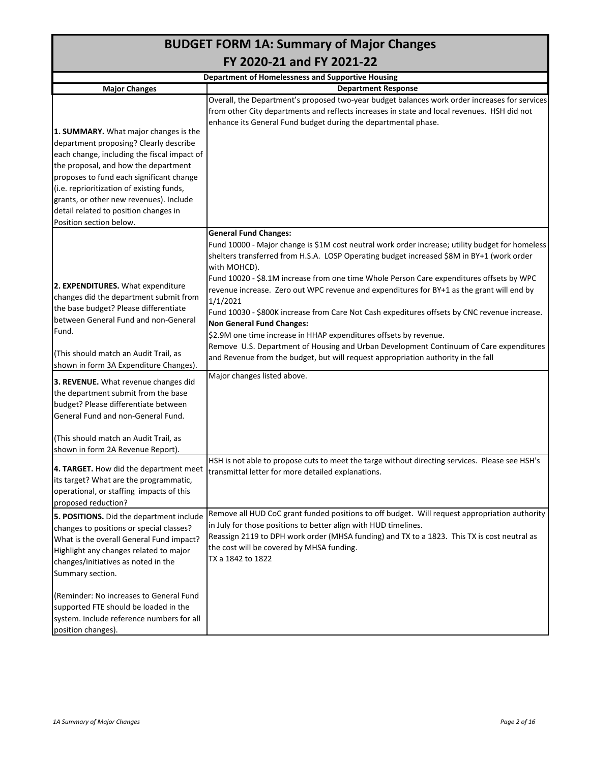# BUDGET FORM 1A: Summary of Major Changes

## FY 2020-21 and FY 2021-22

**Department of Homelessness and Supportive Housing**

| Major Changes | Department Response |
|---|---|
| **1. SUMMARY.** What major changes is the department proposing? Clearly describe each change, including the fiscal impact of the proposal, and how the department proposes to fund each significant change (i.e. reprioritization of existing funds, grants, or other new revenues). Include detail related to position changes in Position section below. | Overall, the Department's proposed two-year budget balances work order increases for services from other City departments and reflects increases in state and local revenues. HSH did not enhance its General Fund budget during the departmental phase. |
| **2. EXPENDITURES.** What expenditure changes did the department submit from the base budget? Please differentiate between General Fund and non-General Fund.<br><br>(This should match an Audit Trail, as shown in form 3A Expenditure Changes). | **General Fund Changes:**<br>Fund 10000 - Major change is $1M cost neutral work order increase; utility budget for homeless shelters transferred from H.S.A. LOSP Operating budget increased $8M in BY+1 (work order with MOHCD).<br>Fund 10020 - $8.1M increase from one time Whole Person Care expenditures offsets by WPC revenue increase. Zero out WPC revenue and expenditures for BY+1 as the grant will end by 1/1/2021<br>Fund 10030 - $800K increase from Care Not Cash expeditures offsets by CNC revenue increase.<br>**Non General Fund Changes:**<br>$2.9M one time increase in HHAP expenditures offsets by revenue.<br>Remove U.S. Department of Housing and Urban Development Continuum of Care expenditures and Revenue from the budget, but will request appropriation authority in the fall |
| **3. REVENUE.** What revenue changes did the department submit from the base budget? Please differentiate between General Fund and non-General Fund.<br><br>(This should match an Audit Trail, as shown in form 2A Revenue Report). | Major changes listed above. |
| **4. TARGET.** How did the department meet its target? What are the programmatic, operational, or staffing impacts of this proposed reduction? | HSH is not able to propose cuts to meet the targe without directing services. Please see HSH's transmittal letter for more detailed explanations. |
| **5. POSITIONS.** Did the department include changes to positions or special classes? What is the overall General Fund impact? Highlight any changes related to major changes/initiatives as noted in the Summary section.<br><br>(Reminder: No increases to General Fund supported FTE should be loaded in the system. Include reference numbers for all position changes). | Remove all HUD CoC grant funded positions to off budget. Will request appropriation authority in July for those positions to better align with HUD timelines.<br>Reassign 2119 to DPH work order (MHSA funding) and TX to a 1823. This TX is cost neutral as the cost will be covered by MHSA funding.<br>TX a 1842 to 1822 |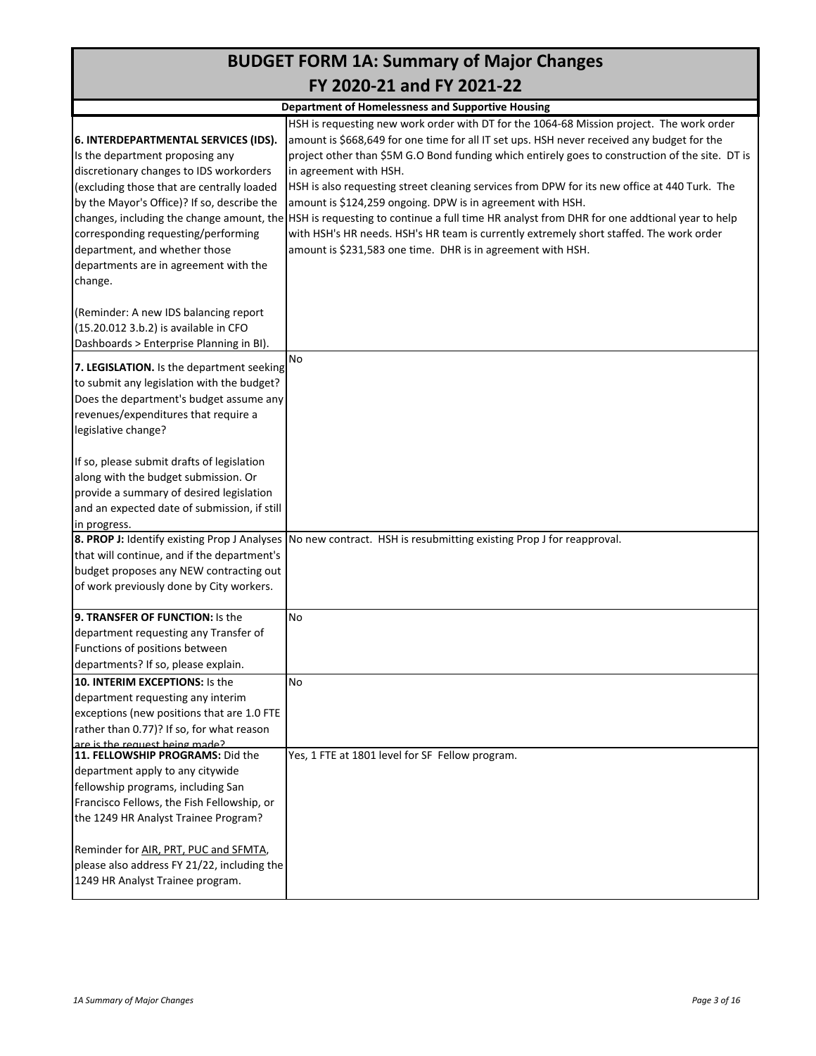# BUDGET FORM 1A: Summary of Major Changes
## FY 2020-21 and FY 2021-22

**Department of Homelessness and Supportive Housing**

| | |
|---|---|
| **6. INTERDEPARTMENTAL SERVICES (IDS).** Is the department proposing any discretionary changes to IDS workorders (excluding those that are centrally loaded by the Mayor's Office)? If so, describe the changes, including the change amount, the corresponding requesting/performing department, and whether those departments are in agreement with the change.<br><br>(Reminder: A new IDS balancing report (15.20.012 3.b.2) is available in CFO Dashboards > Enterprise Planning in BI). | HSH is requesting new work order with DT for the 1064-68 Mission project. The work order amount is $668,649 for one time for all IT set ups. HSH never received any budget for the project other than $5M G.O Bond funding which entirely goes to construction of the site. DT is in agreement with HSH.<br>HSH is also requesting street cleaning services from DPW for its new office at 440 Turk. The amount is $124,259 ongoing. DPW is in agreement with HSH.<br>HSH is requesting to continue a full time HR analyst from DHR for one addtional year to help with HSH's HR needs. HSH's HR team is currently extremely short staffed. The work order amount is $231,583 one time. DHR is in agreement with HSH. |
| **7. LEGISLATION.** Is the department seeking to submit any legislation with the budget? Does the department's budget assume any revenues/expenditures that require a legislative change?<br><br>If so, please submit drafts of legislation along with the budget submission. Or provide a summary of desired legislation and an expected date of submission, if still in progress. | No |
| **8. PROP J:** Identify existing Prop J Analyses that will continue, and if the department's budget proposes any NEW contracting out of work previously done by City workers. | No new contract. HSH is resubmitting existing Prop J for reapproval. |
| **9. TRANSFER OF FUNCTION:** Is the department requesting any Transfer of Functions of positions between departments? If so, please explain. | No |
| **10. INTERIM EXCEPTIONS:** Is the department requesting any interim exceptions (new positions that are 1.0 FTE rather than 0.77)? If so, for what reason are is the request being made? | No |
| **11. FELLOWSHIP PROGRAMS:** Did the department apply to any citywide fellowship programs, including San Francisco Fellows, the Fish Fellowship, or the 1249 HR Analyst Trainee Program?<br><br>Reminder for AIR, PRT, PUC and SFMTA, please also address FY 21/22, including the 1249 HR Analyst Trainee program. | Yes, 1 FTE at 1801 level for SF Fellow program. |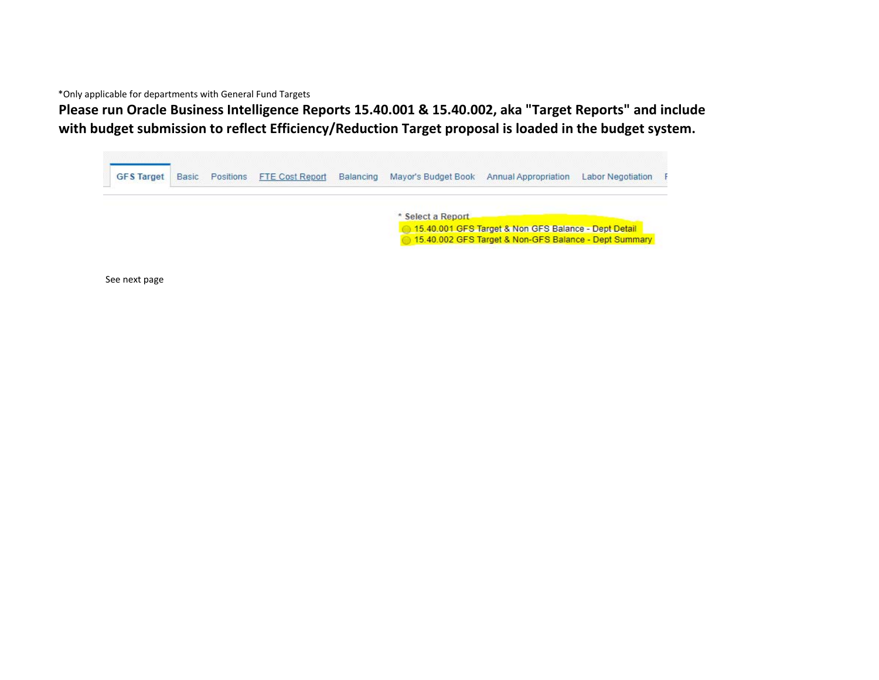*Only applicable for departments with General Fund Targets

**Please run Oracle Business Intelligence Reports 15.40.001 & 15.40.002, aka "Target Reports" and include with budget submission to reflect Efficiency/Reduction Target proposal is loaded in the budget system.**

GFS Target | Basic | Positions | FTE Cost Report | Balancing | Mayor's Budget Book | Annual Appropriation | Labor Negotiation

* Select a Report
- 15.40.001 GFS Target & Non GFS Balance - Dept Detail
- 15.40.002 GFS Target & Non-GFS Balance - Dept Summary

See next page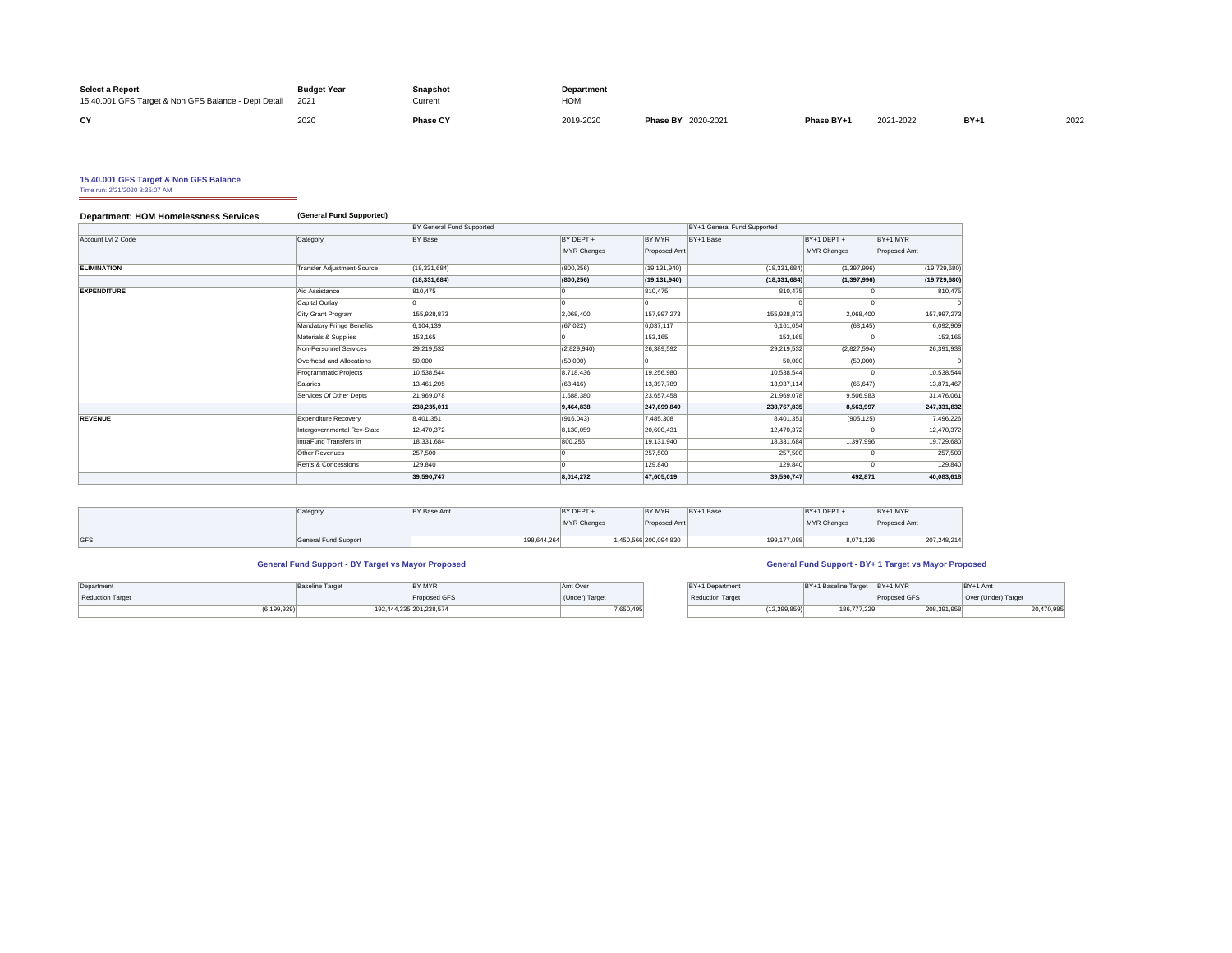| Select a Report | Budget Year | Snapshot | Department |
|---|---|---|---|
| 15.40.001 GFS Target & Non GFS Balance - Dept Detail | 2021 | Current | HOM |

| CY | 2020 | Phase CY | 2019-2020 | Phase BY | 2020-2021 | Phase BY+1 | 2021-2022 | BY+1 | 2022 |
|---|---|---|---|---|---|---|---|---|---|

**15.40.001 GFS Target & Non GFS Balance**

Time run: 2/21/2020 8:35:07 AM

**Department: HOM Homelessness Services** **(General Fund Supported)**

| | | BY General Fund Supported | | | BY+1 General Fund Supported | | |
|---|---|---|---|---|---|---|---|
| Account Lvl 2 Code | Category | BY Base | BY DEPT + MYR Changes | BY MYR Proposed Amt | BY+1 Base | BY+1 DEPT + MYR Changes | BY+1 MYR Proposed Amt |
| **ELIMINATION** | Transfer Adjustment-Source | (18,331,684) | (800,256) | (19,131,940) | (18,331,684) | (1,397,996) | (19,729,680) |
| | | **(18,331,684)** | **(800,256)** | **(19,131,940)** | **(18,331,684)** | **(1,397,996)** | **(19,729,680)** |
| **EXPENDITURE** | Aid Assistance | 810,475 | 0 | 810,475 | 810,475 | 0 | 810,475 |
| | Capital Outlay | 0 | 0 | 0 | 0 | 0 | 0 |
| | City Grant Program | 155,928,873 | 2,068,400 | 157,997,273 | 155,928,873 | 2,068,400 | 157,997,273 |
| | Mandatory Fringe Benefits | 6,104,139 | (67,022) | 6,037,117 | 6,161,054 | (68,145) | 6,092,909 |
| | Materials & Supplies | 153,165 | 0 | 153,165 | 153,165 | 0 | 153,165 |
| | Non-Personnel Services | 29,219,532 | (2,829,940) | 26,389,592 | 29,219,532 | (2,827,594) | 26,391,938 |
| | Overhead and Allocations | 50,000 | (50,000) | 0 | 50,000 | (50,000) | 0 |
| | Programmatic Projects | 10,538,544 | 8,718,436 | 19,256,980 | 10,538,544 | 0 | 10,538,544 |
| | Salaries | 13,461,205 | (63,416) | 13,397,789 | 13,937,114 | (65,647) | 13,871,467 |
| | Services Of Other Depts | 21,969,078 | 1,688,380 | 23,657,458 | 21,969,078 | 9,506,983 | 31,476,061 |
| | | **238,235,011** | **9,464,838** | **247,699,849** | **238,767,835** | **8,563,997** | **247,331,832** |
| **REVENUE** | Expenditure Recovery | 8,401,351 | (916,043) | 7,485,308 | 8,401,351 | (905,125) | 7,496,226 |
| | Intergovernmental Rev-State | 12,470,372 | 8,130,059 | 20,600,431 | 12,470,372 | 0 | 12,470,372 |
| | IntraFund Transfers In | 18,331,684 | 800,256 | 19,131,940 | 18,331,684 | 1,397,996 | 19,729,680 |
| | Other Revenues | 257,500 | 0 | 257,500 | 257,500 | 0 | 257,500 |
| | Rents & Concessions | 129,840 | 0 | 129,840 | 129,840 | 0 | 129,840 |
| | | **39,590,747** | **8,014,272** | **47,605,019** | **39,590,747** | **492,871** | **40,083,618** |

| | Category | BY Base Amt | BY DEPT + MYR Changes | BY MYR Proposed Amt | BY+1 Base | BY+1 DEPT + MYR Changes | BY+1 MYR Proposed Amt |
|---|---|---|---|---|---|---|---|
| GFS | General Fund Support | 198,644,264 | 1,450,566 | 200,094,830 | 199,177,088 | 8,071,126 | 207,248,214 |

**General Fund Support - BY Target vs Mayor Proposed**

| Department Reduction Target | Baseline Target | BY MYR Proposed GFS | Amt Over (Under) Target |
|---|---|---|---|
| (6,199,929) | 192,444,335 | 201,238,574 | 7,650,495 |

**General Fund Support - BY+ 1 Target vs Mayor Proposed**

| BY+1 Department Reduction Target | BY+1 Baseline Target | BY+1 MYR Proposed GFS | BY+1 Amt Over (Under) Target |
|---|---|---|---|
| (12,399,859) | 186,777,229 | 208,391,958 | 20,470,985 |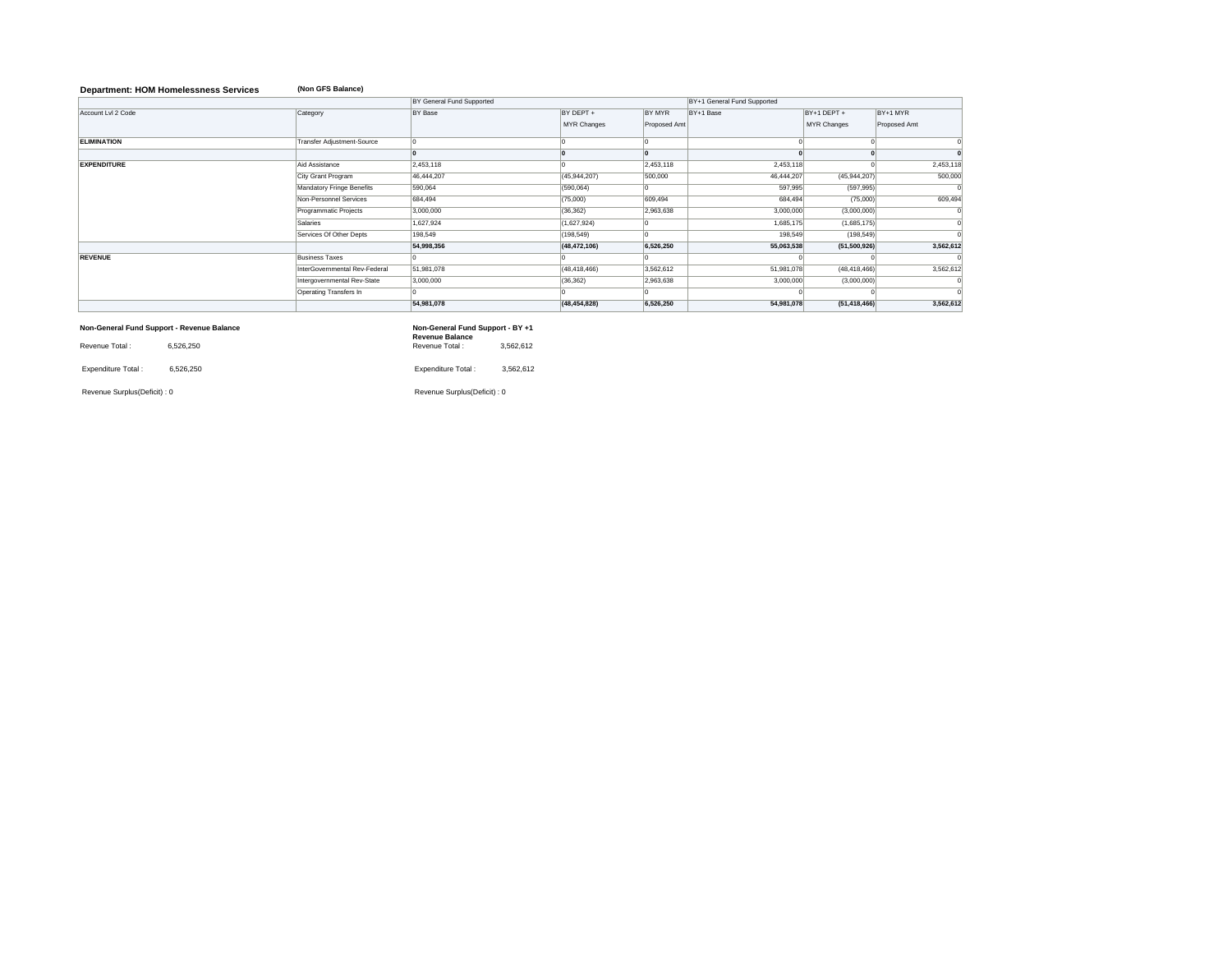**Department: HOM Homelessness Services** **(Non GFS Balance)**

| | | BY General Fund Supported | | | BY+1 General Fund Supported | | |
|---|---|---|---|---|---|---|---|
| Account Lvl 2 Code | Category | BY Base | BY DEPT + MYR Changes | BY MYR Proposed Amt | BY+1 Base | BY+1 DEPT + MYR Changes | BY+1 MYR Proposed Amt |
| **ELIMINATION** | Transfer Adjustment-Source | 0 | 0 | 0 | 0 | 0 | 0 |
| | | **0** | **0** | **0** | **0** | **0** | **0** |
| **EXPENDITURE** | Aid Assistance | 2,453,118 | 0 | 2,453,118 | 2,453,118 | 0 | 2,453,118 |
| | City Grant Program | 46,444,207 | (45,944,207) | 500,000 | 46,444,207 | (45,944,207) | 500,000 |
| | Mandatory Fringe Benefits | 590,064 | (590,064) | 0 | 597,995 | (597,995) | 0 |
| | Non-Personnel Services | 684,494 | (75,000) | 609,494 | 684,494 | (75,000) | 609,494 |
| | Programmatic Projects | 3,000,000 | (36,362) | 2,963,638 | 3,000,000 | (3,000,000) | 0 |
| | Salaries | 1,627,924 | (1,627,924) | 0 | 1,685,175 | (1,685,175) | 0 |
| | Services Of Other Depts | 198,549 | (198,549) | 0 | 198,549 | (198,549) | 0 |
| | | **54,998,356** | **(48,472,106)** | **6,526,250** | **55,063,538** | **(51,500,926)** | **3,562,612** |
| **REVENUE** | Business Taxes | 0 | 0 | 0 | 0 | 0 | 0 |
| | InterGovernmental Rev-Federal | 51,981,078 | (48,418,466) | 3,562,612 | 51,981,078 | (48,418,466) | 3,562,612 |
| | Intergovernmental Rev-State | 3,000,000 | (36,362) | 2,963,638 | 3,000,000 | (3,000,000) | 0 |
| | Operating Transfers In | 0 | 0 | 0 | 0 | 0 | 0 |
| | | **54,981,078** | **(48,454,828)** | **6,526,250** | **54,981,078** | **(51,418,466)** | **3,562,612** |

**Non-General Fund Support - Revenue Balance**

Revenue Total : 6,526,250

Expenditure Total : 6,526,250

Revenue Surplus(Deficit) : 0

**Non-General Fund Support - BY +1 Revenue Balance**

Revenue Total : 3,562,612

Expenditure Total : 3,562,612

Revenue Surplus(Deficit) : 0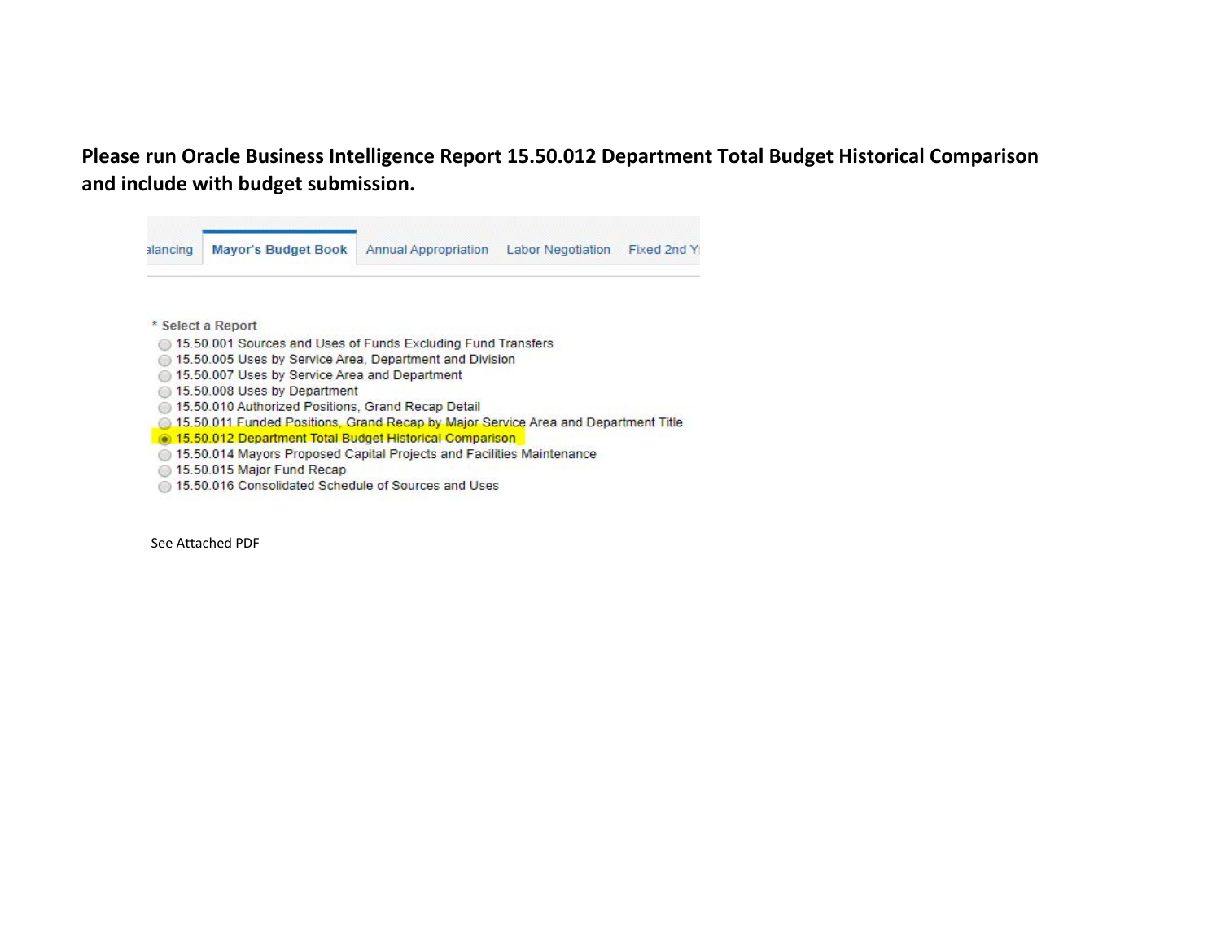**Please run Oracle Business Intelligence Report 15.50.012 Department Total Budget Historical Comparison and include with budget submission.**

alancing | **Mayor's Budget Book** | Annual Appropriation | Labor Negotiation | Fixed 2nd Y

\* Select a Report

- 15.50.001 Sources and Uses of Funds Excluding Fund Transfers
- 15.50.005 Uses by Service Area, Department and Division
- 15.50.007 Uses by Service Area and Department
- 15.50.008 Uses by Department
- 15.50.010 Authorized Positions, Grand Recap Detail
- 15.50.011 Funded Positions, Grand Recap by Major Service Area and Department Title
- (selected) 15.50.012 Department Total Budget Historical Comparison
- 15.50.014 Mayors Proposed Capital Projects and Facilities Maintenance
- 15.50.015 Major Fund Recap
- 15.50.016 Consolidated Schedule of Sources and Uses

See Attached PDF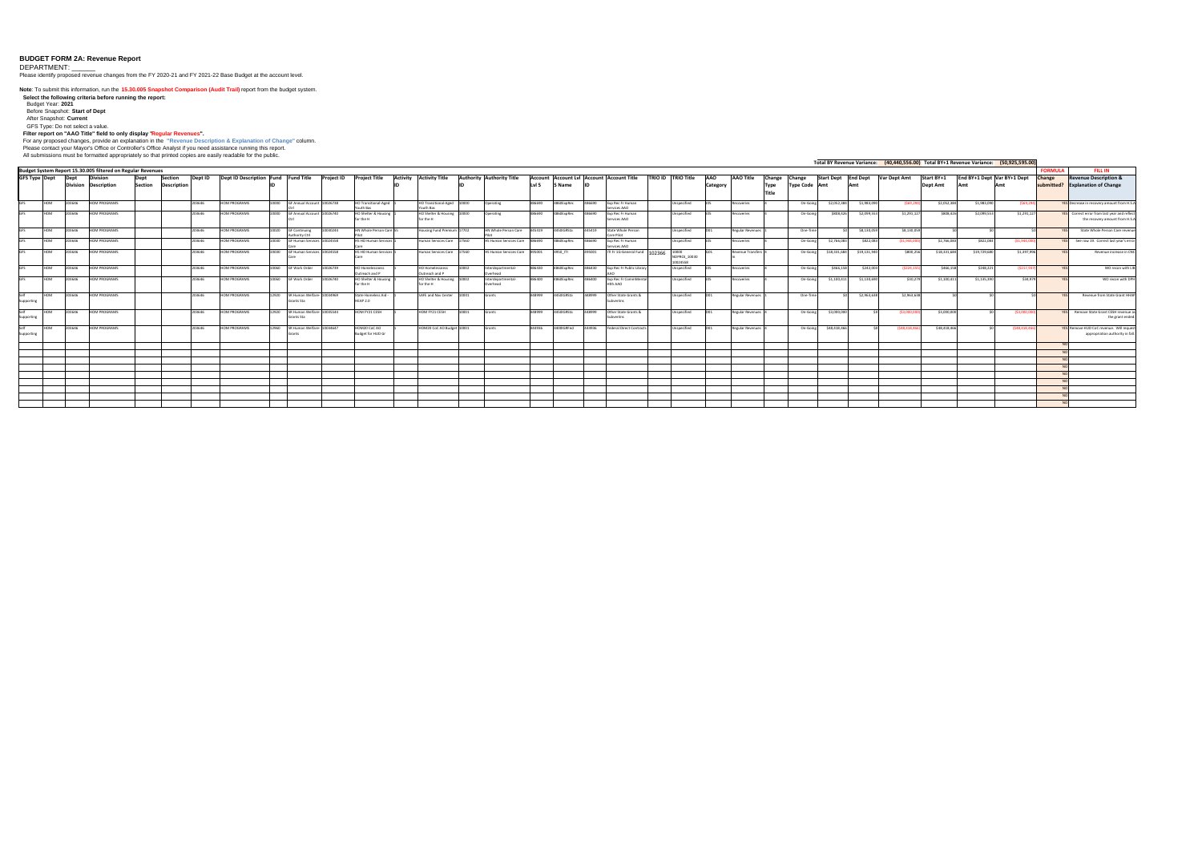# BUDGET FORM 2A: Revenue Report

DEPARTMENT: _______

Please identify proposed revenue changes from the FY 2020-21 and FY 2021-22 Base Budget at the account level.

**Note:** To submit this information, run the **15.30.005 Snapshot Comparison (Audit Trail)** report from the budget system.

**Select the following criteria before running the report:**

Budget Year: **2021**

Before Snapshot: **Start of Dept**

After Snapshot: **Current**

GFS Type: Do not select a value.

**Filter report on "AAO Title" field to only display "Regular Revenues".**

For any proposed changes, provide an explanation in the **"Revenue Description & Explanation of Change"** column.

Please contact your Mayor's Office or Controller's Office Analyst if you need assistance running this report.

All submissions must be formatted appropriately so that printed copies are easily readable for the public.

**Total BY Revenue Variance: (40,440,558.00) Total BY+1 Revenue Variance: (50,925,595.00)**

**Budget System Report 15.30.005 filtered on Regular Revenues**

| GFS Type | Dept | Dept Division | Division Description | Dept Section | Section Description | Dept ID | Dept ID Description | Fund ID | Fund Title | Project ID | Project Title | Activity ID | Activity Title | Authority ID | Authority Title | Account Lvl 5 | Account Lvl 5 Name | Account ID | Account Title | TRIO ID | TRIO Title | AAO Category | AAO Title | Change Type Title | Change Type Code | Start Dept Amt | End Dept Amt | Var Dept Amt | Start BY+1 Dept Amt | End BY+1 Dept Amt | Var BY+1 Dept Amt | Change submitted? | Revenue Description & Explanation of Change |
|---|---|---|---|---|---|---|---|---|---|---|---|---|---|---|---|---|---|---|---|---|---|---|---|---|---|---|---|---|---|---|---|---|---|
| GFS | HOM | 203646 | HOM PROGRAMS | | | 203646 | HOM PROGRAMS | 10000 | GF Annual Account Ctrl | 10026738 | HO Transitional-Aged Youth Hsc | 1 | HO Transitional-Aged Youth Hsc | 10000 | Operating | 486490 | 486ExpRec | 486490 | Exp Rec Fr Human Services AAO | | Unspecified | IDS | Recoveries | 0 | On-Going | $2,052,384 | $1,983,090 | ($69,294) | $2,052,384 | $1,983,090 | ($69,294) | YES | Decrease in recovery amount from H.S.A |
| GFS | HOM | 203646 | HOM PROGRAMS | | | 203646 | HOM PROGRAMS | 10000 | GF Annual Account Ctrl | 10026740 | HO Shelter & Housing for the H | 1 | HO Shelter & Housing for the H | 10000 | Operating | 486490 | 486ExpRec | 486490 | Exp Rec Fr Human Services AAO | | Unspecified | IDS | Recoveries | 0 | On-Going | $808,426 | $2,099,553 | $1,291,127 | $808,426 | $2,099,553 | $1,291,127 | YES | Correct error from last year and reflect the recovery amount from H.S.A |
| GFS | HOM | 203646 | HOM PROGRAMS | | | 203646 | HOM PROGRAMS | 10020 | GF Continuing Authority Ctrl | 10034244 | HS Whole Person Care Pilot | 01 | Housing Fund Premium | 17702 | HS Whole Person Care Pilot | 445419 | 445StOthSta | 445419 | State Whole Person Care Pilot | | Unspecified | 001 | Regular Revenues | 1 | One-Time | $0 | $8,130,059 | $8,130,059 | $0 | $0 | $0 | YES | State Whole Person Care revenue |
| GFS | HOM | 203646 | HOM PROGRAMS | | | 203646 | HOM PROGRAMS | 10000 | GF Human Services Care | 10024558 | HS HO Human Services Care | 1 | Human Services Care | 17560 | HS Human Services Care | 486490 | 486ExpRec | 486490 | Exp Rec Fr Human Services AAO | | Unspecified | IDS | Recoveries | 0 | On-Going | $2,766,083 | $822,083 | ($1,944,000) | $2,766,083 | $822,083 | ($1,944,000) | YES | See row 29. Correct last year's error |
| GFS | HOM | 203646 | HOM PROGRAMS | | | 203646 | HOM PROGRAMS | 10000 | GF Human Services Care | 10024558 | HS HO Human Services Care | 1 | Human Services Care | 17560 | HS Human Services Care | 495001 | 495_ITI | 495001 | ITI Fr 10-General Fund | 102366 | 10000 HOPRCS_10000 30024566 | S01 | Revenue Transfers In | 0 | On-Going | $18,331,684 | $19,131,940 | $800,256 | $18,331,684 | $19,729,640 | $1,397,956 | YES | Revenue increase in CSE |
| GFS | HOM | 203646 | HOM PROGRAMS | | | 203646 | HOM PROGRAMS | 10060 | GF Work Order | 10026739 | HO Homelessness Outreach and P | 1 | HO Homelessness Outreach and P | 10002 | Interdepartmental Overhead | 486330 | 486ExpRec | 486430 | Exp Rec Fr Public Library AAO | | Unspecified | IDS | Recoveries | 0 | On-Going | $466,158 | $242,003 | ($224,155) | $466,158 | $248,221 | ($217,937) | YES | WO recon with LIB |
| GFS | HOM | 203646 | HOM PROGRAMS | | | 203646 | HOM PROGRAMS | 10060 | GF Work Order | 10026740 | HO Shelter & Housing for the H | 1 | HO Shelter & Housing for the H | 10002 | Interdepartmental Overhead | 486400 | 486ExpRec | 486400 | Exp Rec Fr CommMental Hlth AAO | | Unspecified | IDS | Recoveries | 0 | On-Going | $1,100,411 | $1,140,690 | $40,279 | $1,100,411 | $1,135,390 | $34,979 | YES | WO recon with DPH |
| Self Supporting | HOM | 203646 | HOM PROGRAMS | | | 203646 | HOM PROGRAMS | 12920 | SR Human Welfare Grants Sta | 10034969 | State Homeless Aid - HEAP 2.0 | 1 | SAFE and Nav Center | 10001 | Grants | 448999 | 445StOthSta | 448999 | Other State Grants & Subventns | | Unspecified | 001 | Regular Revenues | 1 | One-Time | $0 | $2,964,638 | $2,964,638 | $0 | $0 | $0 | YES | Revenue from State Grant HHAP |
| Self Supporting | HOM | 203646 | HOM PROGRAMS | | | 203646 | HOM PROGRAMS | 12920 | SR Human Welfare Grants Sta | 10035544 | HOM FY21 CESH | 1 | HOM FY21 CESH | 10001 | Grants | 448999 | 445StOthSta | 448999 | Other State Grants & Subventns | | Unspecified | 001 | Regular Revenues | 0 | On-Going | $3,000,000 | $0 | ($3,000,000) | $3,000,000 | $0 | ($3,000,000) | YES | Remove State Grant CESH revenue as the grant ended. |
| Self Supporting | HOM | 203646 | HOM PROGRAMS | | | 203646 | HOM PROGRAMS | 12960 | SR Human Welfare Grants | 10034647 | HOM20 CoC All Budget for HUD Gr | 1 | HOM20 CoC All Budget | 10001 | Grants | 444936 | 444DGdFed | 444936 | Federal Direct Contracts | | Unspecified | 001 | Regular Revenues | 0 | On-Going | $48,418,466 | $0 | ($48,418,466) | $48,418,466 | $0 | ($48,418,466) | YES | Remove HUD CoC revenue. Will request appropriation authority in fall. |
| | | | | | | | | | | | | | | | | | | | | | | | | | | | | | | | | NO | |
| | | | | | | | | | | | | | | | | | | | | | | | | | | | | | | | | NO | |
| | | | | | | | | | | | | | | | | | | | | | | | | | | | | | | | | NO | |
| | | | | | | | | | | | | | | | | | | | | | | | | | | | | | | | | NO | |
| | | | | | | | | | | | | | | | | | | | | | | | | | | | | | | | | NO | |
| | | | | | | | | | | | | | | | | | | | | | | | | | | | | | | | | NO | |
| | | | | | | | | | | | | | | | | | | | | | | | | | | | | | | | | NO | |
| | | | | | | | | | | | | | | | | | | | | | | | | | | | | | | | | NO | |
| | | | | | | | | | | | | | | | | | | | | | | | | | | | | | | | | NO | |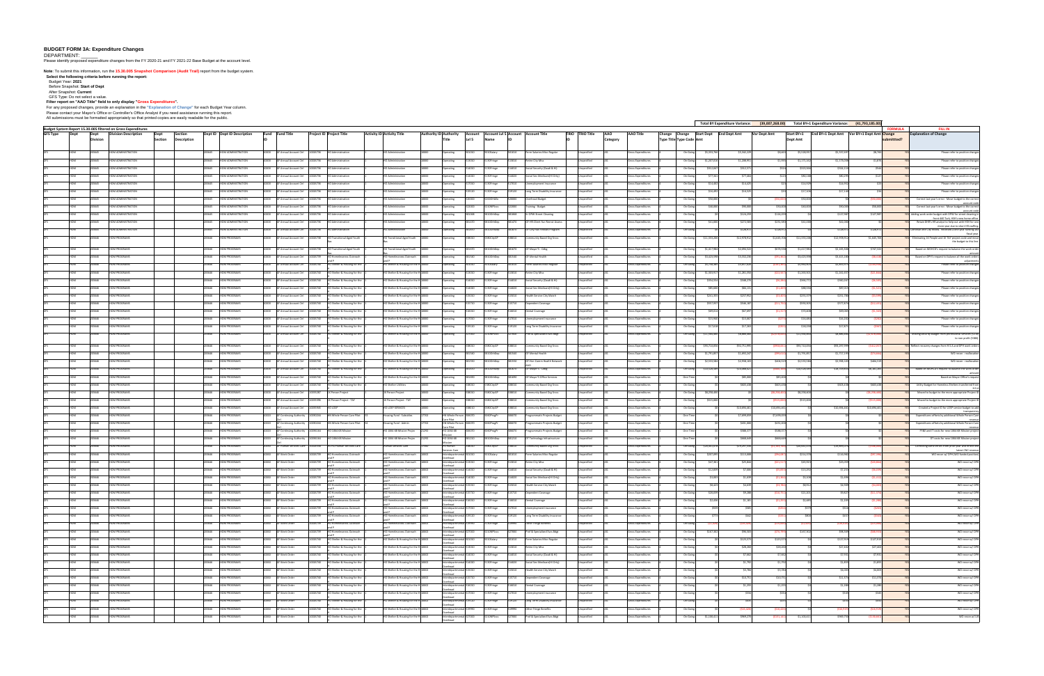# BUDGET FORM 3A: Expenditure Changes

DEPARTMENT:

Please identify proposed expenditure changes from the FY 2020-21 and FY 2021-22 Base Budget at the account level.

**Note:** To submit this information, run the **15.30.005 Snapshot Comparison (Audit Trail)** report from the budget system.

**Select the following criteria before running the report:**

Budget Year: **2021**

Before Snapshot: **Start of Dept**

After Snapshot: **Current**

GFS Type: Do not select a value.

**Filter report on "AAO Title" field to only display "Gross Expenditures".**

For any proposed changes, provide an explanation in the "Explanation of Change" for each Budget Year column.

Please contact your Mayor's Office or Controller's Office Analyst if you need assistance running this report.

All submissions must be formatted appropriately so that printed copies are easily readable for the public.

Total BY Expenditure Variance: (39,007,268.00) Total BY+1 Expenditure Variance: (41,793,185.00)

Budget System Report 15.30.005 filtered on Gross Expenditures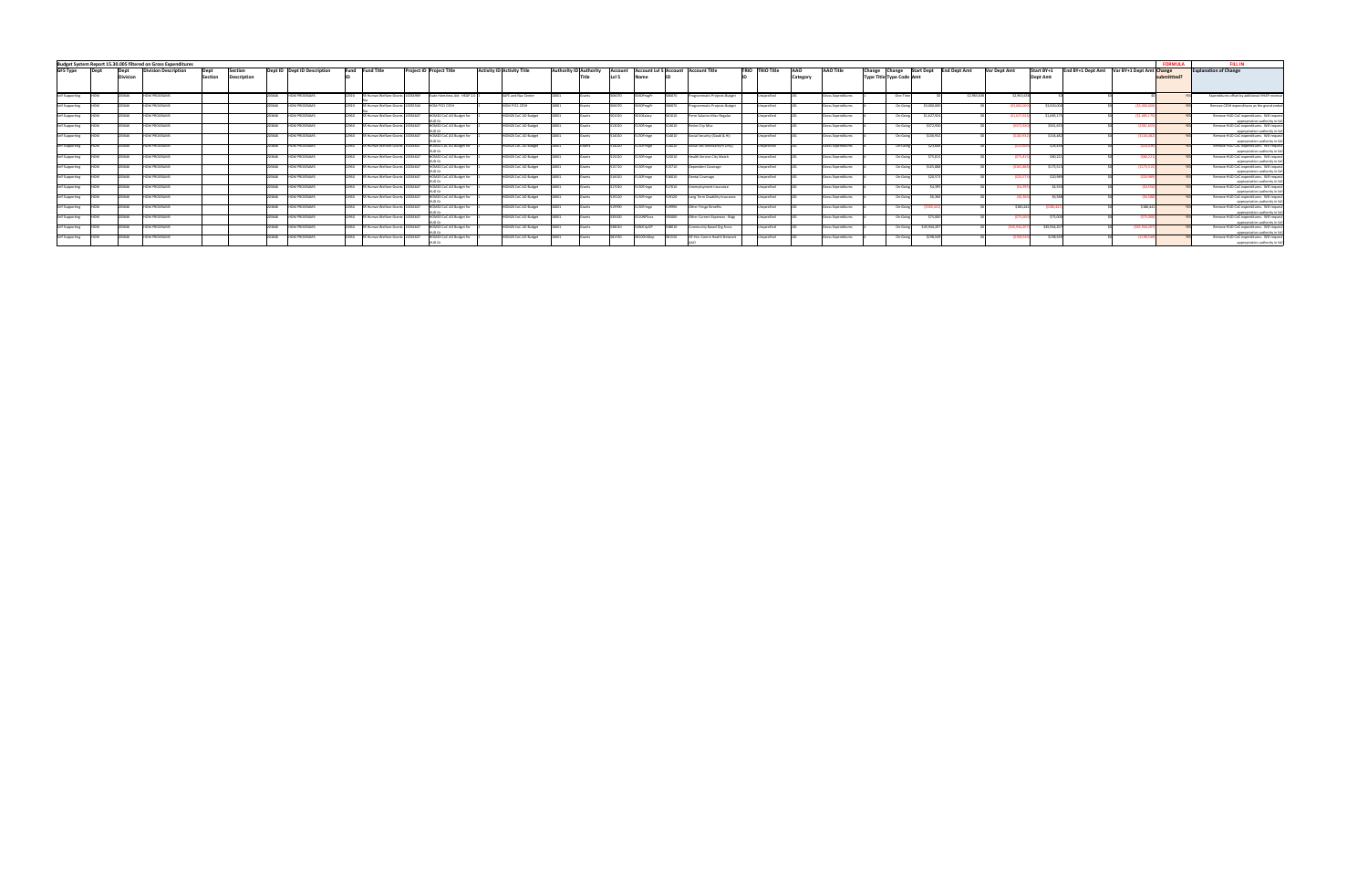**Budget System Report 15.30.005 filtered on Gross Expenditures**

| GFS Type | Dept | Dept Division | Division Description | Dept Section | Section Description | Dept ID | Dept ID Description | Fund ID | Fund Title | Project ID | Project Title | Activity ID | Activity Title | Authority ID | Authority Title | Account Lvl 5 | Account Lvl 5 Name | Account ID | Account Title | TRIO ID | TRIO Title | AAO Category | AAO Title | Change Type | Change Type Title | Start Dept Amt | End Dept Amt | Var Dept Amt | Start BY+1 Dept Amt | End BY+1 Dept Amt | Var BY+1 Dept Amt | Change submitted? | Explanation of Change |
|---|---|---|---|---|---|---|---|---|---|---|---|---|---|---|---|---|---|---|---|---|---|---|---|---|---|---|---|---|---|---|---|---|---|
| Self Supporting | HOM | 203646 | HOM PROGRAMS | | | 203646 | HOM PROGRAMS | 12910 | SR Human Welfare Grants | 10036989 | State Homeless Aid - HHAP 3.0 | 1 | SAFE and Nav Center | 10001 | Grants | 506070 | 5060ProgFr | 506070 | Programmatic Projects-Budget | | Unspecified | GE | Gross Expenditures | 0 | One-Time | $0 | $2,965,638 | $2,965,638 | $0 | $0 | $0 | YES | Expenditures offset by additional HHAP revenue |
| Self Supporting | HOM | 203646 | HOM PROGRAMS | | | 203646 | HOM PROGRAMS | 12910 | SR Human Welfare Grants | 10037463 | HOM FY21 CESH | 1 | HOM FY21 CESH | 10001 | Grants | 506070 | 5060ProgFr | 506070 | Programmatic Projects-Budget | | Unspecified | GE | Gross Expenditures | 0 | On-Going | $5,000,000 | $0 | ($5,000,000) | $5,000,000 | $0 | ($5,000,000) | YES | Remove CESH expenditures as the grand ended |
| Self Supporting | HOM | 203646 | HOM PROGRAMS | | | 203646 | HOM PROGRAMS | 12910 | SR Human Welfare Grants | 10034437 | HOMSD CoC-AD Budget for HUD Gr | 1 | HOM20 CoC AD Budget | 10001 | Grants | 501010 | 5010Salary | 501010 | Perm Salaries-Misc-Regular | | Unspecified | GE | Gross Expenditures | 0 | On-Going | $1,627,924 | $0 | ($1,627,924) | $1,695,175 | $0 | ($1,695,175) | YES | Remove HUD CoC expenditures - Will request appropriation authority in fall |
| Self Supporting | HOM | 203646 | HOM PROGRAMS | | | 203646 | HOM PROGRAMS | 12910 | SR Human Welfare Grants | 10034437 | HOMSD CoC-AD Budget for HUD Gr | 1 | HOM20 CoC AD Budget | 10001 | Grants | 513010 | 5130Fringe | 513010 | Retire City Misc | | Unspecified | GE | Gross Expenditures | 0 | On-Going | $372,908 | $0 | ($372,908) | $381,859 | $0 | ($381,859) | YES | Remove HUD CoC expenditures - Will request appropriation authority in fall |
| Self Supporting | HOM | 203646 | HOM PROGRAMS | | | 203646 | HOM PROGRAMS | 12910 | SR Human Welfare Grants | 10034437 | HOMSD CoC-AD Budget for HUD Gr | 1 | HOM20 CoC AD Budget | 10001 | Grants | 514010 | 5130Fringe | 514010 | Social Security (Oasdi & HI) | | Unspecified | GE | Gross Expenditures | 0 | On-Going | $100,933 | $0 | ($100,933) | $104,662 | $0 | ($104,662) | YES | Remove HUD CoC expenditures - Will request appropriation authority in fall |
| Self Supporting | HOM | 203646 | HOM PROGRAMS | | | 203646 | HOM PROGRAMS | 12910 | SR Human Welfare Grants | 10034437 | HOMSD CoC-AD Budget for HUD Gr | 1 | HOM20 CoC AD Budget | 10001 | Grants | 514020 | 5130Fringe | 514020 | Social Sec-Medicare(HI Only) | | Unspecified | GE | Gross Expenditures | 0 | On-Going | $23,606 | $0 | ($23,606) | $24,478 | $0 | ($24,478) | YES | Remove HUD CoC expenditures - Will request appropriation authority in fall |
| Self Supporting | HOM | 203646 | HOM PROGRAMS | | | 203646 | HOM PROGRAMS | 12910 | SR Human Welfare Grants | 10034437 | HOMSD CoC-AD Budget for HUD Gr | 1 | HOM20 CoC AD Budget | 10001 | Grants | 515010 | 5130Fringe | 515010 | Health Service-City Match | | Unspecified | GE | Gross Expenditures | 0 | On-Going | $75,819 | $0 | ($75,819) | $80,221 | $0 | ($80,221) | YES | Remove HUD CoC expenditures - Will request appropriation authority in fall |
| Self Supporting | HOM | 203646 | HOM PROGRAMS | | | 203646 | HOM PROGRAMS | 12910 | SR Human Welfare Grants | 10034437 | HOMSD CoC-AD Budget for HUD Gr | 1 | HOM20 CoC AD Budget | 10001 | Grants | 515710 | 5130Fringe | 515710 | Dependent Coverage | | Unspecified | GE | Gross Expenditures | 0 | On-Going | $161,888 | $0 | ($161,888) | $171,521 | $0 | ($171,521) | YES | Remove HUD CoC expenditures - Will request appropriation authority in fall |
| Self Supporting | HOM | 203646 | HOM PROGRAMS | | | 203646 | HOM PROGRAMS | 12910 | SR Human Welfare Grants | 10034437 | HOMSD CoC-AD Budget for HUD Gr | 1 | HOM20 CoC AD Budget | 10001 | Grants | 516010 | 5130Fringe | 516010 | Dental Coverage | | Unspecified | GE | Gross Expenditures | 0 | On-Going | $20,574 | $0 | ($20,574) | $20,989 | $0 | ($20,989) | YES | Remove HUD CoC expenditures - Will request appropriation authority in fall |
| Self Supporting | HOM | 203646 | HOM PROGRAMS | | | 203646 | HOM PROGRAMS | 12910 | SR Human Welfare Grants | 10034437 | HOMSD CoC-AD Budget for HUD Gr | 1 | HOM20 CoC AD Budget | 10001 | Grants | 517010 | 5130Fringe | 517010 | Unemployment Insurance | | Unspecified | GE | Gross Expenditures | 0 | On-Going | $4,399 | $0 | ($4,399) | $4,556 | $0 | ($4,556) | YES | Remove HUD CoC expenditures - Will request appropriation authority in fall |
| Self Supporting | HOM | 203646 | HOM PROGRAMS | | | 203646 | HOM PROGRAMS | 12910 | SR Human Welfare Grants | 10034437 | HOMSD CoC-AD Budget for HUD Gr | 1 | HOM20 CoC AD Budget | 10001 | Grants | 519120 | 5130Fringe | 519120 | Long Term Disability Insurance | | Unspecified | GE | Gross Expenditures | 0 | On-Going | $5,365 | $0 | ($5,365) | $5,548 | $0 | ($5,548) | YES | Remove HUD CoC expenditures - Will request appropriation authority in fall |
| Self Supporting | HOM | 203646 | HOM PROGRAMS | | | 203646 | HOM PROGRAMS | 12910 | SR Human Welfare Grants | 10034437 | HOMSD CoC-AD Budget for HUD Gr | 1 | HOM20 CoC AD Budget | 10001 | Grants | 519990 | 5130Fringe | 519990 | Other Fringe Benefits | | Unspecified | GE | Gross Expenditures | 0 | On-Going | ($155,465) | $0 | $155,465 | ($186,441) | $0 | $186,441 | YES | Remove HUD CoC expenditures - Will request appropriation authority in fall |
| Self Supporting | HOM | 203646 | HOM PROGRAMS | | | 203646 | HOM PROGRAMS | 12910 | SR Human Welfare Grants | 10034437 | HOMSD CoC-AD Budget for HUD Gr | 1 | HOM20 CoC AD Budget | 10001 | Grants | 549000 | 5490OthCur | 549000 | Other Current Expenses - Bdgt | | Unspecified | GE | Gross Expenditures | 0 | On-Going | $75,000 | $0 | ($75,000) | $75,000 | $0 | ($75,000) | YES | Remove HUD CoC expenditures - Will request appropriation authority in fall |
| Self Supporting | HOM | 203646 | HOM PROGRAMS | | | 203646 | HOM PROGRAMS | 12910 | SR Human Welfare Grants | 10034437 | HOMSD CoC-AD Budget for HUD Gr | 1 | HOM20 CoC AD Budget | 10001 | Grants | 538010 | 5380CBOSvc | 538010 | Community Based Org Srvcs | | Unspecified | GE | Gross Expenditures | 0 | On-Going | $10,944,207 | $0 | ($10,944,207) | $10,944,207 | $0 | ($10,944,207) | YES | Remove HUD CoC expenditures - Will request appropriation authority in fall |
| Self Supporting | HOM | 203646 | HOM PROGRAMS | | | 203646 | HOM PROGRAMS | 12910 | SR Human Welfare Grants | 10034437 | HOMSD CoC-AD Budget for HUD Gr | 1 | HOM20 CoC AD Budget | 10001 | Grants | 581760 | 5810OthDep | 581760 | GF-Hom-Comm Health Network AAO | | Unspecified | GE | Gross Expenditures | 0 | On-Going | $198,549 | $0 | ($198,549) | $198,549 | $0 | ($198,549) | YES | Remove HUD CoC expenditures - Will request appropriation authority in fall |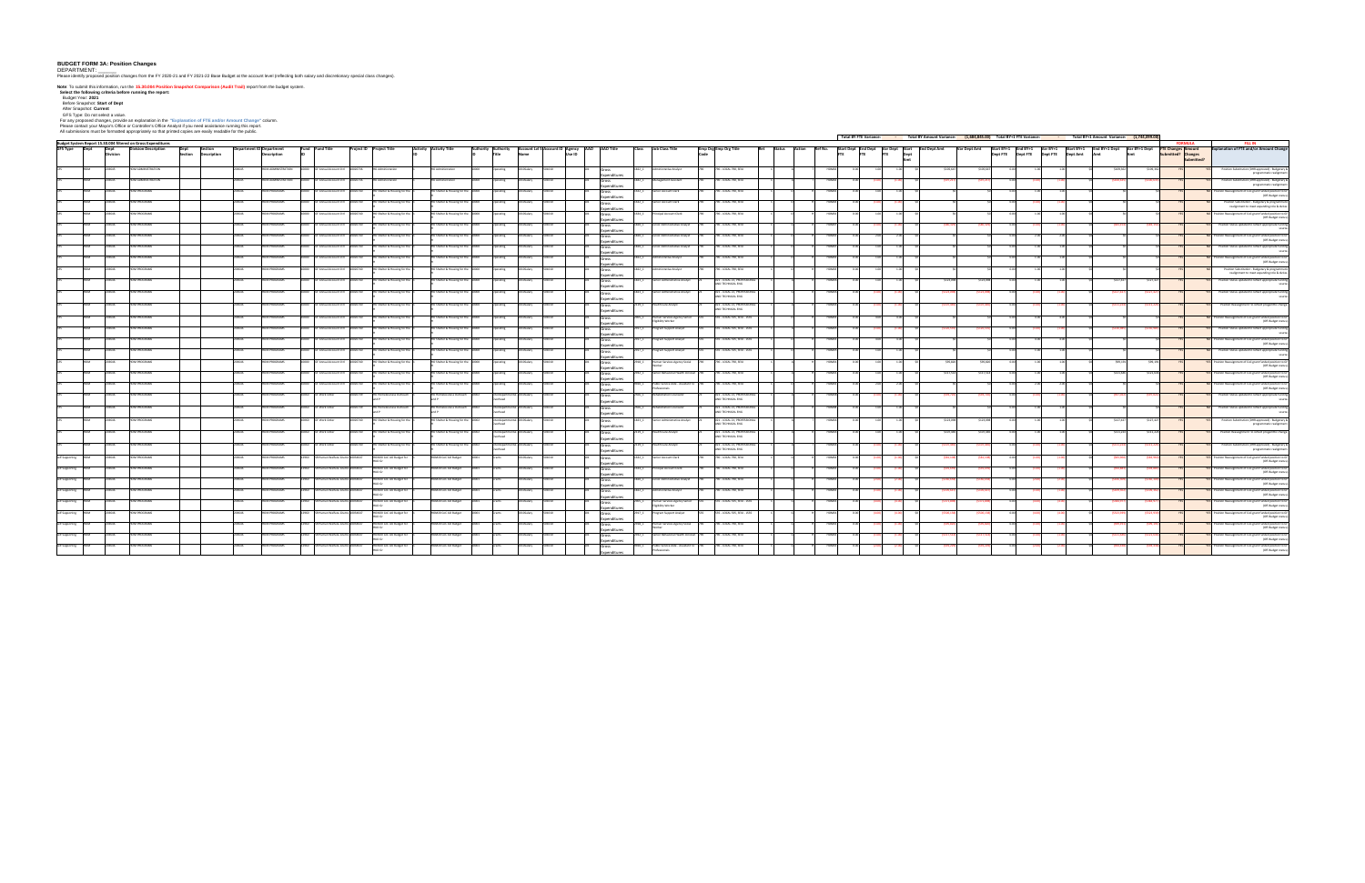**BUDGET FORM 3A: Position Changes**

DEPARTMENT: ______

Please identify proposed position changes from the FY 2020-21 and FY 2021-22 Base Budget at the account level (reflecting both salary and discretionary special class changes).

**Note**: To submit this information, run the **15.30.008 Position Snapshot Comparison (Audit Trail)** report from the budget system.

**Select the following criteria before running the report:**

Budget Year: **2021**

Before Snapshot: **Start of Dept**

After Snapshot: **Current**

GFS Type: Do not select a value

For any proposed changes, provide an explanation in the "Explanation of FTE and/or Amount Change" column.

Please contact your Mayor's Office or Controller's Office Analyst if you need assistance running this report.

All submissions must be formatted appropriately so that printed copies are easily readable for the public.

Total BY FTE Variance: -

Total BY Amount Variance: (1,680,805.00)

Total BY+1 FTE Variance: -

Total BY+1 Amount Variance: (1,740,099.00)

**Budget System Report 15.30.008 filtered on Gross Expenditures**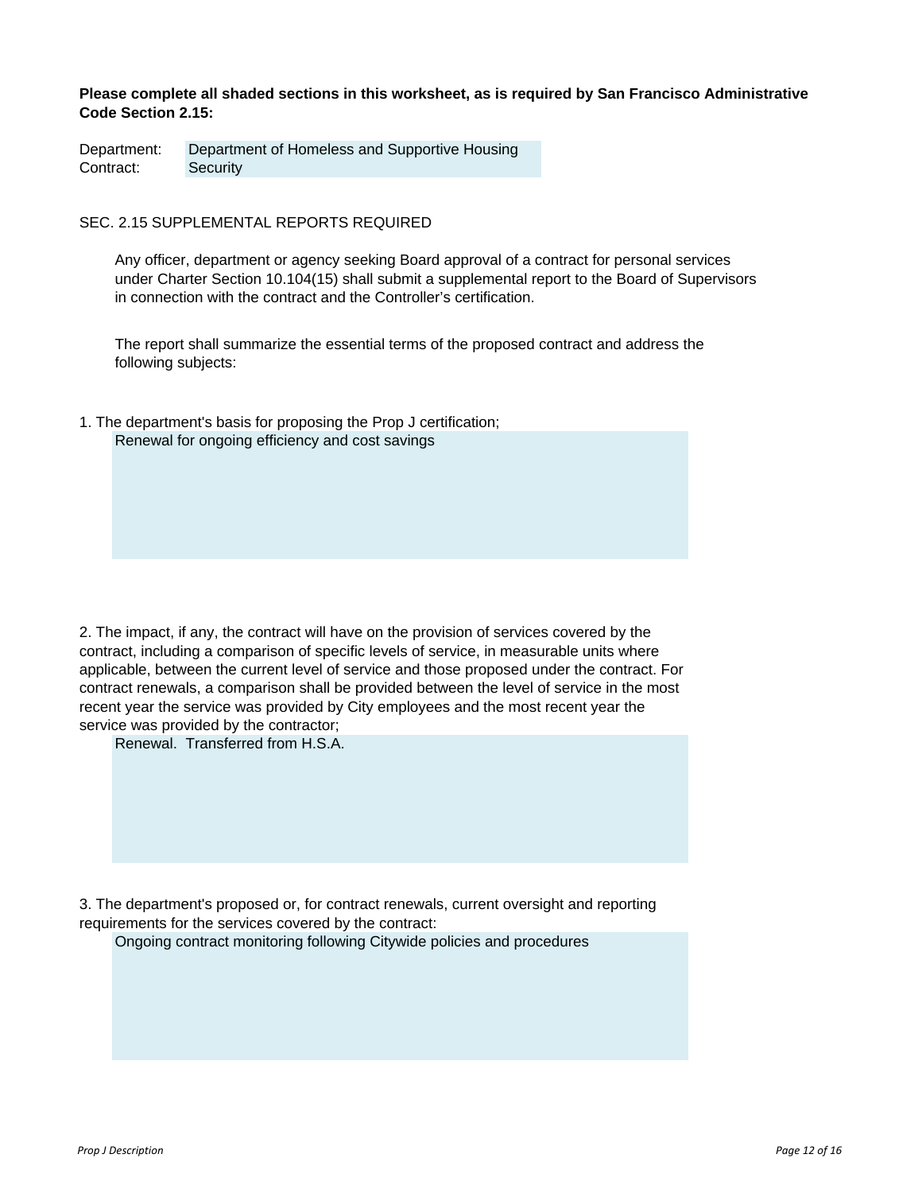**Please complete all shaded sections in this worksheet, as is required by San Francisco Administrative Code Section 2.15:**

| | |
|---|---|
| Department: | Department of Homeless and Supportive Housing |
| Contract: | Security |

SEC. 2.15 SUPPLEMENTAL REPORTS REQUIRED

Any officer, department or agency seeking Board approval of a contract for personal services under Charter Section 10.104(15) shall submit a supplemental report to the Board of Supervisors in connection with the contract and the Controller's certification.

The report shall summarize the essential terms of the proposed contract and address the following subjects:

1. The department's basis for proposing the Prop J certification;

   Renewal for ongoing efficiency and cost savings

2. The impact, if any, the contract will have on the provision of services covered by the contract, including a comparison of specific levels of service, in measurable units where applicable, between the current level of service and those proposed under the contract. For contract renewals, a comparison shall be provided between the level of service in the most recent year the service was provided by City employees and the most recent year the service was provided by the contractor;

   Renewal. Transferred from H.S.A.

3. The department's proposed or, for contract renewals, current oversight and reporting requirements for the services covered by the contract:

   Ongoing contract monitoring following Citywide policies and procedures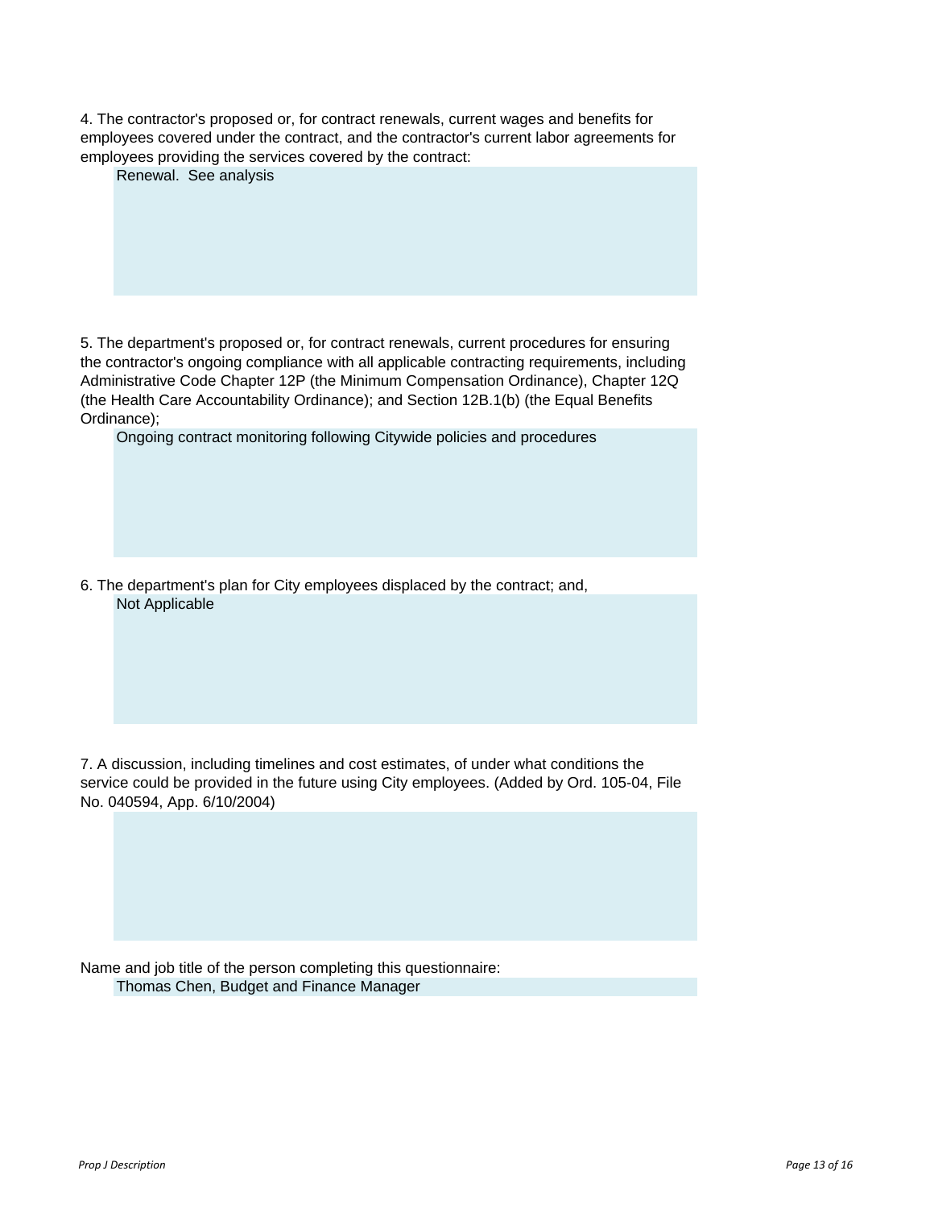4. The contractor's proposed or, for contract renewals, current wages and benefits for employees covered under the contract, and the contractor's current labor agreements for employees providing the services covered by the contract:

> Renewal. See analysis

5. The department's proposed or, for contract renewals, current procedures for ensuring the contractor's ongoing compliance with all applicable contracting requirements, including Administrative Code Chapter 12P (the Minimum Compensation Ordinance), Chapter 12Q (the Health Care Accountability Ordinance); and Section 12B.1(b) (the Equal Benefits Ordinance);

> Ongoing contract monitoring following Citywide policies and procedures

6. The department's plan for City employees displaced by the contract; and,

> Not Applicable

7. A discussion, including timelines and cost estimates, of under what conditions the service could be provided in the future using City employees. (Added by Ord. 105-04, File No. 040594, App. 6/10/2004)

Name and job title of the person completing this questionnaire:

> Thomas Chen, Budget and Finance Manager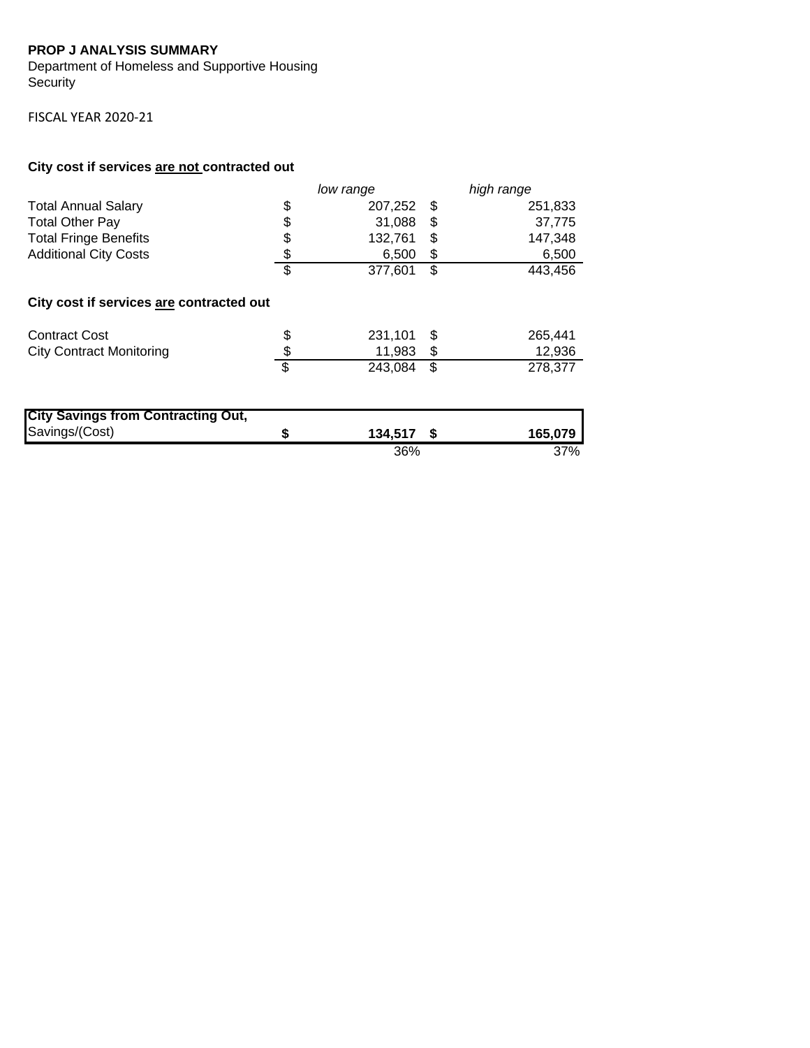**PROP J ANALYSIS SUMMARY**
Department of Homeless and Supportive Housing
Security

FISCAL YEAR 2020-21

**City cost if services <u>are not</u> contracted out**

| | low range | high range |
|---|---|---|
| Total Annual Salary | $ 207,252 | $ 251,833 |
| Total Other Pay | $ 31,088 | $ 37,775 |
| Total Fringe Benefits | $ 132,761 | $ 147,348 |
| Additional City Costs | $ 6,500 | $ 6,500 |
| | $ 377,601 | $ 443,456 |

**City cost if services <u>are</u> contracted out**

| | low range | high range |
|---|---|---|
| Contract Cost | $ 231,101 | $ 265,441 |
| City Contract Monitoring | $ 11,983 | $ 12,936 |
| | $ 243,084 | $ 278,377 |

| | low range | high range |
|---|---|---|
| **City Savings from Contracting Out,** Savings/(Cost) | **$ 134,517** | **$ 165,079** |
| | 36% | 37% |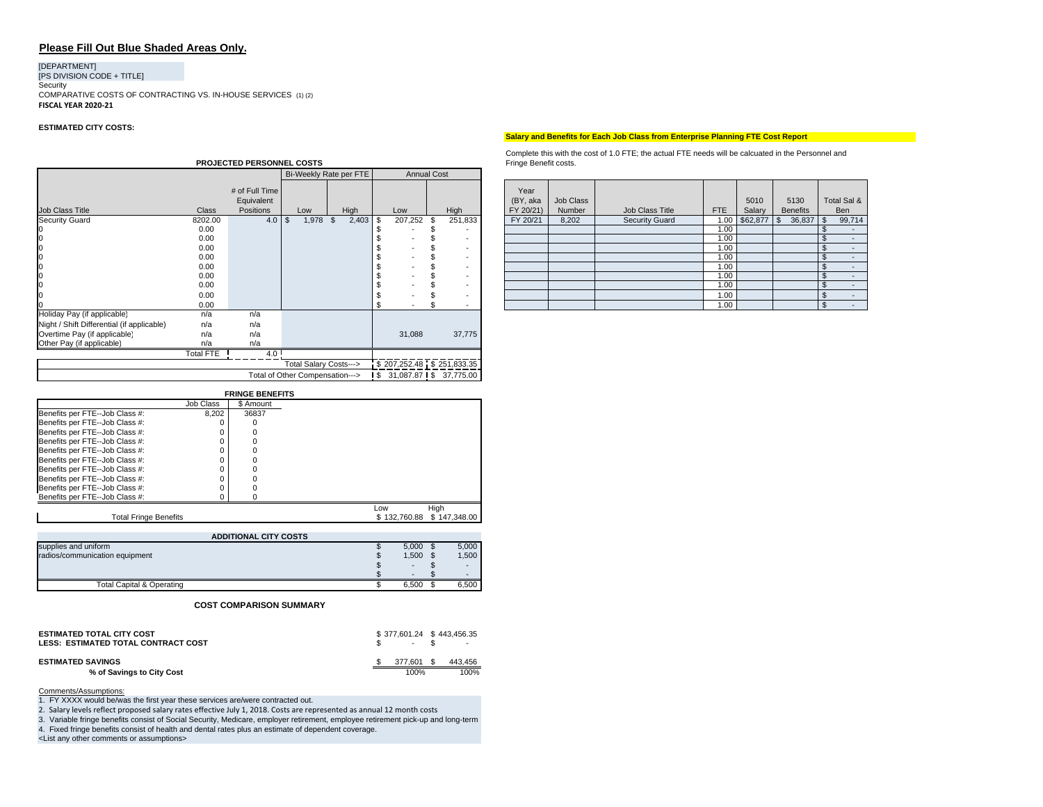## Please Fill Out Blue Shaded Areas Only.

[DEPARTMENT]
[PS DIVISION CODE + TITLE]
Security
COMPARATIVE COSTS OF CONTRACTING VS. IN-HOUSE SERVICES (1) (2)
**FISCAL YEAR 2020-21**

**ESTIMATED CITY COSTS:**

**PROJECTED PERSONNEL COSTS**

| | | | Bi-Weekly Rate per FTE | | Annual Cost | |
|---|---|---|---|---|---|---|
| Job Class Title | Class | # of Full Time Equivalent Positions | Low | High | Low | High |
| Security Guard | 8202.00 | 4.0 | $ 1,978 | $ 2,403 | $ 207,252 | $ 251,833 |
| 0 | 0.00 | | | | $ - | $ - |
| 0 | 0.00 | | | | $ - | $ - |
| 0 | 0.00 | | | | $ - | $ - |
| 0 | 0.00 | | | | $ - | $ - |
| 0 | 0.00 | | | | $ - | $ - |
| 0 | 0.00 | | | | $ - | $ - |
| 0 | 0.00 | | | | $ - | $ - |
| 0 | 0.00 | | | | $ - | $ - |
| 0 | 0.00 | | | | $ - | $ - |
| Holiday Pay (if applicable) | n/a | n/a | | | | |
| Night / Shift Differential (if applicable) | n/a | n/a | | | | |
| Overtime Pay (if applicable) | n/a | n/a | | | 31,088 | 37,775 |
| Other Pay (if applicable) | n/a | n/a | | | | |
| | Total FTE | 4.0 | | | | |
| | | | Total Salary Costs---> | | $ 207,252.48 | $ 251,833.35 |
| | | | Total of Other Compensation---> | | $ 31,087.87 | $ 37,775.00 |

**Salary and Benefits for Each Job Class from Enterprise Planning FTE Cost Report**

Complete this with the cost of 1.0 FTE; the actual FTE needs will be calcuated in the Personnel and Fringe Benefit costs.

| Year (BY, aka FY 20/21) | Job Class Number | Job Class Title | FTE | 5010 Salary | 5130 Benefits | Total Sal & Ben |
|---|---|---|---|---|---|---|
| FY 20/21 | 8,202 | Security Guard | 1.00 | $62,877 | $ 36,837 | $ 99,714 |
| | | | 1.00 | | | $ - |
| | | | 1.00 | | | $ - |
| | | | 1.00 | | | $ - |
| | | | 1.00 | | | $ - |
| | | | 1.00 | | | $ - |
| | | | 1.00 | | | $ - |
| | | | 1.00 | | | $ - |
| | | | 1.00 | | | $ - |
| | | | 1.00 | | | $ - |

**FRINGE BENEFITS**

| | Job Class | $ Amount | Low | High |
|---|---|---|---|---|
| Benefits per FTE--Job Class #: | 8,202 | 36837 | | |
| Benefits per FTE--Job Class #: | 0 | 0 | | |
| Benefits per FTE--Job Class #: | 0 | 0 | | |
| Benefits per FTE--Job Class #: | 0 | 0 | | |
| Benefits per FTE--Job Class #: | 0 | 0 | | |
| Benefits per FTE--Job Class #: | 0 | 0 | | |
| Benefits per FTE--Job Class #: | 0 | 0 | | |
| Benefits per FTE--Job Class #: | 0 | 0 | | |
| Benefits per FTE--Job Class #: | 0 | 0 | | |
| Benefits per FTE--Job Class #: | 0 | 0 | | |
| Total Fringe Benefits | | | $ 132,760.88 | $ 147,348.00 |

**ADDITIONAL CITY COSTS**

| | | |
|---|---|---|
| supplies and uniform | $ 5,000 | $ 5,000 |
| radios/communication equipment | $ 1,500 | $ 1,500 |
| | $ - | $ - |
| | $ - | $ - |
| Total Capital & Operating | $ 6,500 | $ 6,500 |

**COST COMPARISON SUMMARY**

| | | |
|---|---|---|
| **ESTIMATED TOTAL CITY COST** | $ 377,601.24 | $ 443,456.35 |
| **LESS: ESTIMATED TOTAL CONTRACT COST** | $ - | $ - |
| **ESTIMATED SAVINGS** | $ 377,601 | $ 443,456 |
| **% of Savings to City Cost** | 100% | 100% |

Comments/Assumptions:

1. FY XXXX would be/was the first year these services are/were contracted out.
2. Salary levels reflect proposed salary rates effective July 1, 2018. Costs are represented as annual 12 month costs
3. Variable fringe benefits consist of Social Security, Medicare, employer retirement, employee retirement pick-up and long-term
4. Fixed fringe benefits consist of health and dental rates plus an estimate of dependent coverage.

<List any other comments or assumptions>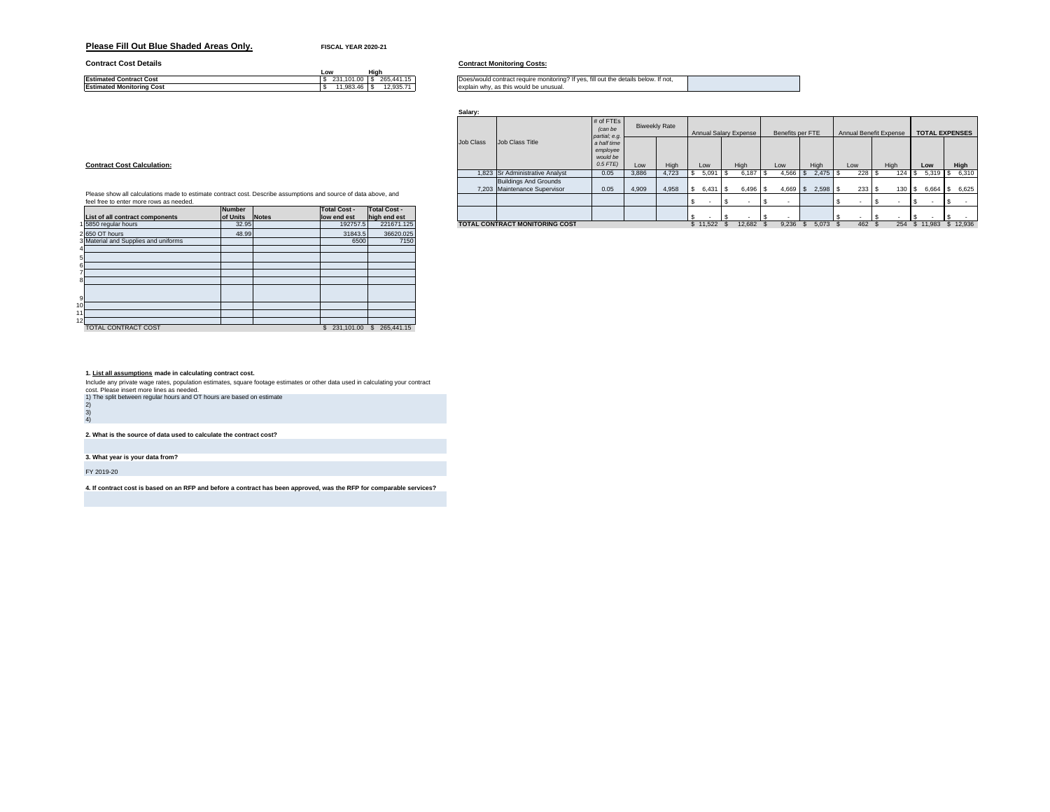**Please Fill Out Blue Shaded Areas Only.** **FISCAL YEAR 2020-21**

**Contract Cost Details**

| | Low | High |
|---|---|---|
| **Estimated Contract Cost** | $ 231,101.00 | $ 265,441.15 |
| **Estimated Monitoring Cost** | $ 11,983.46 | $ 12,935.71 |

**Contract Cost Calculation:**

Please show all calculations made to estimate contract cost. Describe assumptions and source of data above, and feel free to enter more rows as needed.

| | List of all contract components | Number of Units | Notes | Total Cost - low end est | Total Cost - high end est |
|---|---|---|---|---|---|
| 1 | 5850 regular hours | 32.95 | | 192757.5 | 221671.125 |
| 2 | 650 OT hours | 48.99 | | 31843.5 | 36620.025 |
| 3 | Material and Supplies and uniforms | | | 6500 | 7150 |
| 4 | | | | | |
| 5 | | | | | |
| 6 | | | | | |
| 7 | | | | | |
| 8 | | | | | |
| 9 | | | | | |
| 10 | | | | | |
| 11 | | | | | |
| 12 | | | | | |
| | TOTAL CONTRACT COST | | | $ 231,101.00 | $ 265,441.15 |

**Contract Monitoring Costs:**

| Does/would contract require monitoring? If yes, fill out the details below. If not, explain why, as this would be unusual. | |
|---|---|

**Salary:**

| Job Class | Job Class Title | # of FTEs *(can be partial; e.g. a half time employee would be 0.5 FTE)* | Biweekly Rate | | Annual Salary Expense | | Benefits per FTE | | Annual Benefit Expense | | TOTAL EXPENSES | |
|---|---|---|---|---|---|---|---|---|---|---|---|---|
| | | | Low | High | Low | High | Low | High | Low | High | Low | High |
| 1,823 | Sr Administrative Analyst | 0.05 | 3,886 | 4,723 | $ 5,091 | $ 6,187 | $ 4,566 | $ 2,475 | $ 228 | $ 124 | $ 5,319 | $ 6,310 |
| 7,203 | Buildings And Grounds Maintenance Supervisor | 0.05 | 4,909 | 4,958 | $ 6,431 | $ 6,496 | $ 4,669 | $ 2,598 | $ 233 | $ 130 | $ 6,664 | $ 6,625 |
| | | | | | $ - | $ - | $ - | | $ - | $ - | $ - | $ - |
| | | | | | $ - | $ - | $ - | | $ - | $ - | $ - | $ - |
| **TOTAL CONTRACT MONITORING COST** | | | | | $ 11,522 | $ 12,682 | $ 9,236 | $ 5,073 | $ 462 | $ 254 | $ 11,983 | $ 12,936 |

**1. List all assumptions made in calculating contract cost.**

Include any private wage rates, population estimates, square footage estimates or other data used in calculating your contract cost. Please insert more lines as needed.

1) The split between regular hours and OT hours are based on estimate
2)
3)
4)

**2. What is the source of data used to calculate the contract cost?**

**3. What year is your data from?**

FY 2019-20

**4. If contract cost is based on an RFP and before a contract has been approved, was the RFP for comparable services?**